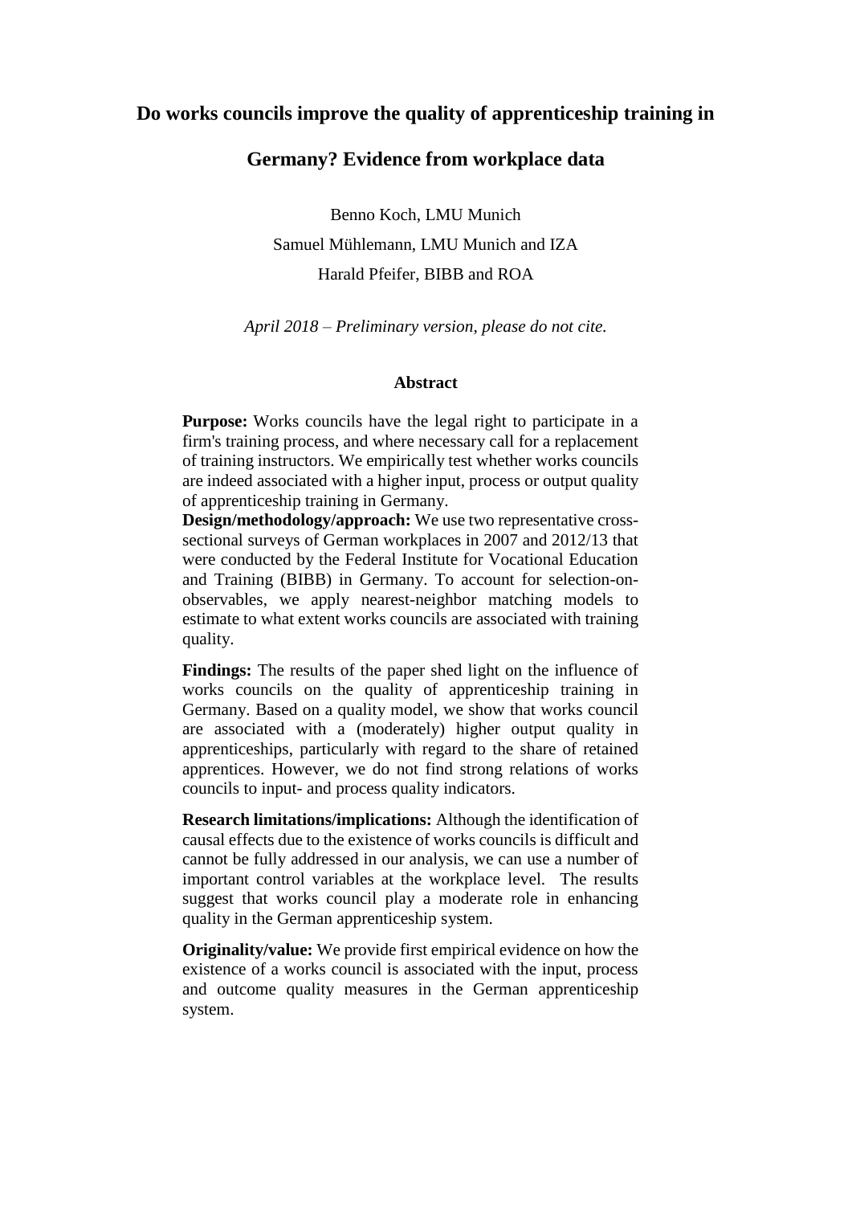# Do works councils improve the quality of apprenticeship training in Germany? Evidence from workplace data

Benno Koch, LMU Munich

Samuel Mühlemann, LMU Munich and IZA

Harald Pfeifer, BIBB and ROA

*April 2018 – Preliminary version, please do not cite.*

## Abstract

**Purpose:** Works councils have the legal right to participate in a firm's training process, and where necessary call for a replacement of training instructors. We empirically test whether works councils are indeed associated with a higher input, process or output quality of apprenticeship training in Germany.

**Design/methodology/approach:** We use two representative cross-sectional surveys of German workplaces in 2007 and 2012/13 that were conducted by the Federal Institute for Vocational Education and Training (BIBB) in Germany. To account for selection-on-observables, we apply nearest-neighbor matching models to estimate to what extent works councils are associated with training quality.

**Findings:** The results of the paper shed light on the influence of works councils on the quality of apprenticeship training in Germany. Based on a quality model, we show that works council are associated with a (moderately) higher output quality in apprenticeships, particularly with regard to the share of retained apprentices. However, we do not find strong relations of works councils to input- and process quality indicators.

**Research limitations/implications:** Although the identification of causal effects due to the existence of works councils is difficult and cannot be fully addressed in our analysis, we can use a number of important control variables at the workplace level. The results suggest that works council play a moderate role in enhancing quality in the German apprenticeship system.

**Originality/value:** We provide first empirical evidence on how the existence of a works council is associated with the input, process and outcome quality measures in the German apprenticeship system.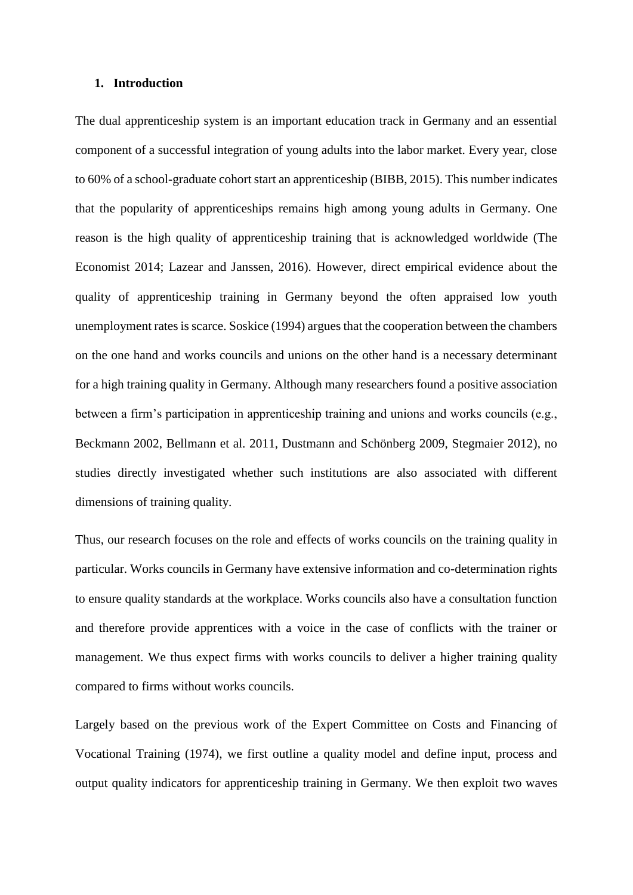## 1. Introduction

The dual apprenticeship system is an important education track in Germany and an essential component of a successful integration of young adults into the labor market. Every year, close to 60% of a school-graduate cohort start an apprenticeship (BIBB, 2015). This number indicates that the popularity of apprenticeships remains high among young adults in Germany. One reason is the high quality of apprenticeship training that is acknowledged worldwide (The Economist 2014; Lazear and Janssen, 2016). However, direct empirical evidence about the quality of apprenticeship training in Germany beyond the often appraised low youth unemployment rates is scarce. Soskice (1994) argues that the cooperation between the chambers on the one hand and works councils and unions on the other hand is a necessary determinant for a high training quality in Germany. Although many researchers found a positive association between a firm's participation in apprenticeship training and unions and works councils (e.g., Beckmann 2002, Bellmann et al. 2011, Dustmann and Schönberg 2009, Stegmaier 2012), no studies directly investigated whether such institutions are also associated with different dimensions of training quality.

Thus, our research focuses on the role and effects of works councils on the training quality in particular. Works councils in Germany have extensive information and co-determination rights to ensure quality standards at the workplace. Works councils also have a consultation function and therefore provide apprentices with a voice in the case of conflicts with the trainer or management. We thus expect firms with works councils to deliver a higher training quality compared to firms without works councils.

Largely based on the previous work of the Expert Committee on Costs and Financing of Vocational Training (1974), we first outline a quality model and define input, process and output quality indicators for apprenticeship training in Germany. We then exploit two waves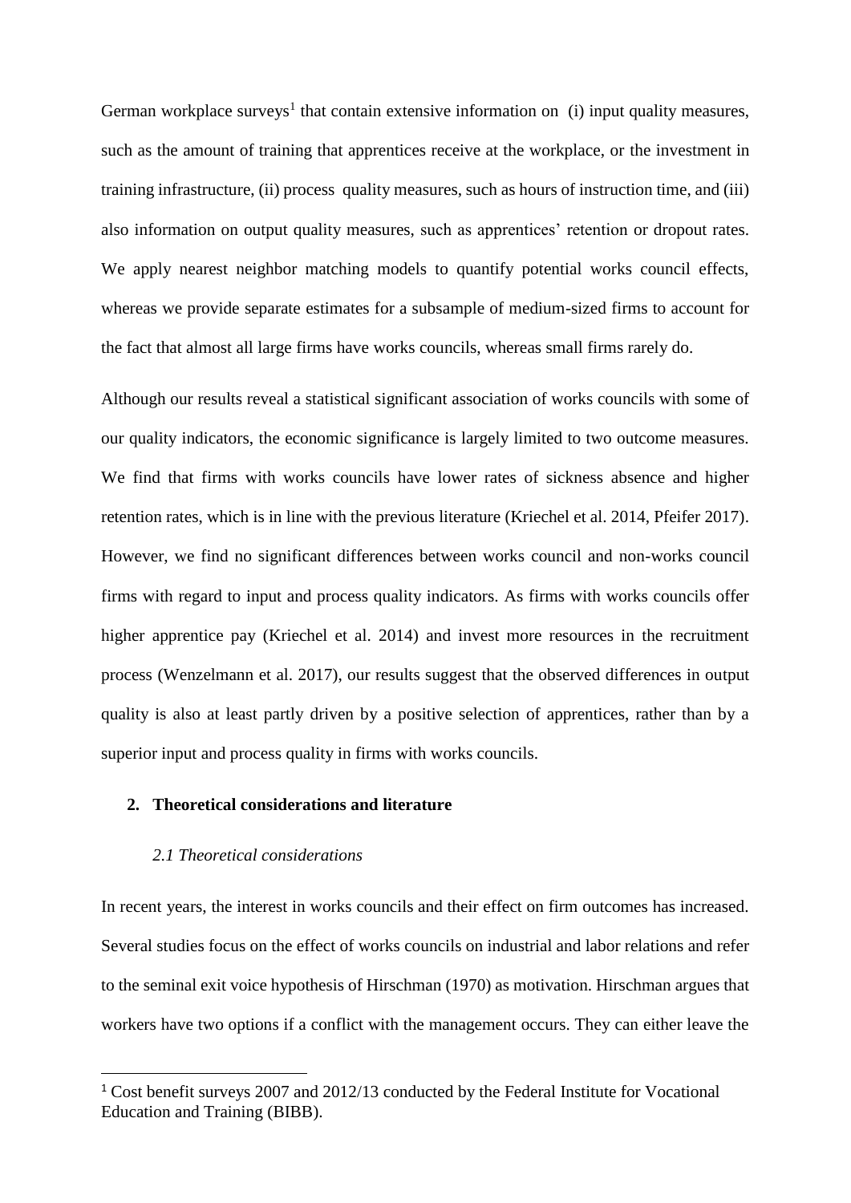German workplace surveys[1] that contain extensive information on (i) input quality measures, such as the amount of training that apprentices receive at the workplace, or the investment in training infrastructure, (ii) process quality measures, such as hours of instruction time, and (iii) also information on output quality measures, such as apprentices' retention or dropout rates. We apply nearest neighbor matching models to quantify potential works council effects, whereas we provide separate estimates for a subsample of medium-sized firms to account for the fact that almost all large firms have works councils, whereas small firms rarely do.

Although our results reveal a statistical significant association of works councils with some of our quality indicators, the economic significance is largely limited to two outcome measures. We find that firms with works councils have lower rates of sickness absence and higher retention rates, which is in line with the previous literature (Kriechel et al. 2014, Pfeifer 2017). However, we find no significant differences between works council and non-works council firms with regard to input and process quality indicators. As firms with works councils offer higher apprentice pay (Kriechel et al. 2014) and invest more resources in the recruitment process (Wenzelmann et al. 2017), our results suggest that the observed differences in output quality is also at least partly driven by a positive selection of apprentices, rather than by a superior input and process quality in firms with works councils.

## 2. Theoretical considerations and literature

### *2.1 Theoretical considerations*

In recent years, the interest in works councils and their effect on firm outcomes has increased. Several studies focus on the effect of works councils on industrial and labor relations and refer to the seminal exit voice hypothesis of Hirschman (1970) as motivation. Hirschman argues that workers have two options if a conflict with the management occurs. They can either leave the

[1] Cost benefit surveys 2007 and 2012/13 conducted by the Federal Institute for Vocational Education and Training (BIBB).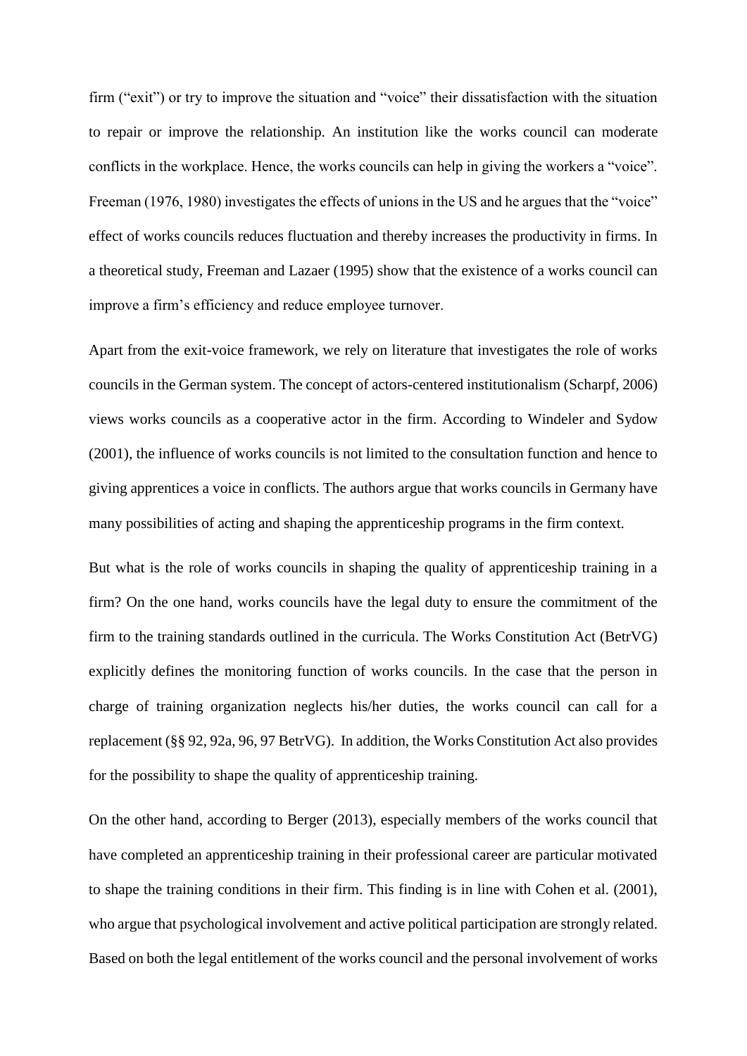firm ("exit") or try to improve the situation and "voice" their dissatisfaction with the situation to repair or improve the relationship. An institution like the works council can moderate conflicts in the workplace. Hence, the works councils can help in giving the workers a "voice". Freeman (1976, 1980) investigates the effects of unions in the US and he argues that the "voice" effect of works councils reduces fluctuation and thereby increases the productivity in firms. In a theoretical study, Freeman and Lazaer (1995) show that the existence of a works council can improve a firm's efficiency and reduce employee turnover.

Apart from the exit-voice framework, we rely on literature that investigates the role of works councils in the German system. The concept of actors-centered institutionalism (Scharpf, 2006) views works councils as a cooperative actor in the firm. According to Windeler and Sydow (2001), the influence of works councils is not limited to the consultation function and hence to giving apprentices a voice in conflicts. The authors argue that works councils in Germany have many possibilities of acting and shaping the apprenticeship programs in the firm context.

But what is the role of works councils in shaping the quality of apprenticeship training in a firm? On the one hand, works councils have the legal duty to ensure the commitment of the firm to the training standards outlined in the curricula. The Works Constitution Act (BetrVG) explicitly defines the monitoring function of works councils. In the case that the person in charge of training organization neglects his/her duties, the works council can call for a replacement (§§ 92, 92a, 96, 97 BetrVG). In addition, the Works Constitution Act also provides for the possibility to shape the quality of apprenticeship training.

On the other hand, according to Berger (2013), especially members of the works council that have completed an apprenticeship training in their professional career are particular motivated to shape the training conditions in their firm. This finding is in line with Cohen et al. (2001), who argue that psychological involvement and active political participation are strongly related. Based on both the legal entitlement of the works council and the personal involvement of works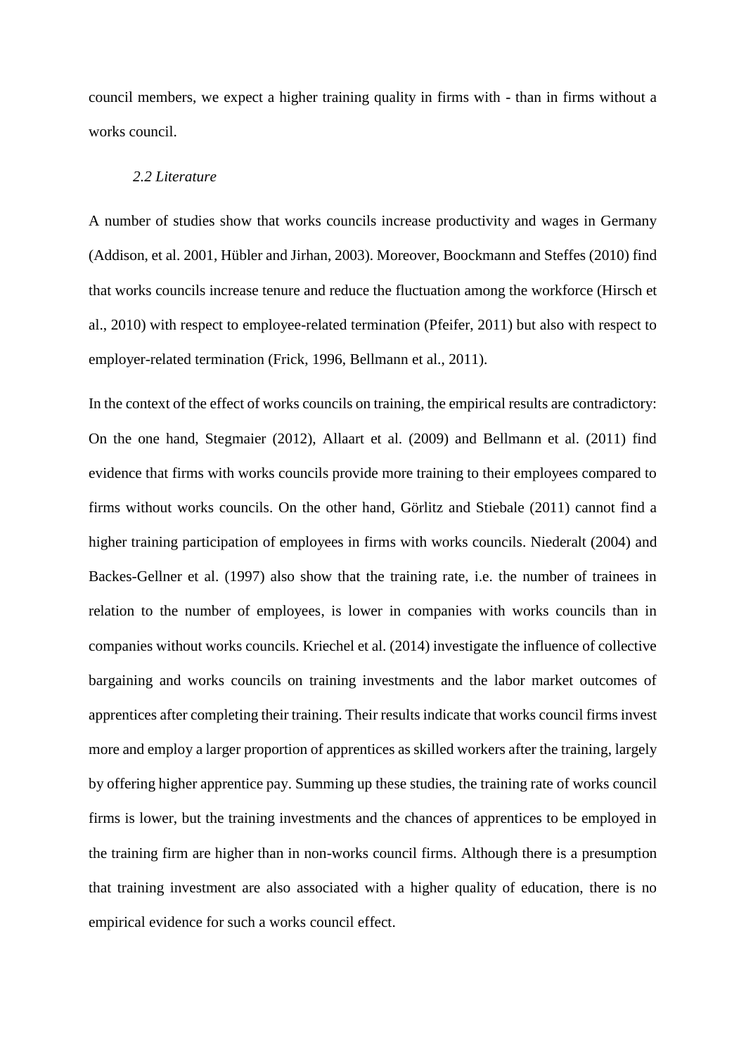council members, we expect a higher training quality in firms with - than in firms without a works council.

## *2.2 Literature*

A number of studies show that works councils increase productivity and wages in Germany (Addison, et al. 2001, Hübler and Jirhan, 2003). Moreover, Boockmann and Steffes (2010) find that works councils increase tenure and reduce the fluctuation among the workforce (Hirsch et al., 2010) with respect to employee-related termination (Pfeifer, 2011) but also with respect to employer-related termination (Frick, 1996, Bellmann et al., 2011).

In the context of the effect of works councils on training, the empirical results are contradictory: On the one hand, Stegmaier (2012), Allaart et al. (2009) and Bellmann et al. (2011) find evidence that firms with works councils provide more training to their employees compared to firms without works councils. On the other hand, Görlitz and Stiebale (2011) cannot find a higher training participation of employees in firms with works councils. Niederalt (2004) and Backes-Gellner et al. (1997) also show that the training rate, i.e. the number of trainees in relation to the number of employees, is lower in companies with works councils than in companies without works councils. Kriechel et al. (2014) investigate the influence of collective bargaining and works councils on training investments and the labor market outcomes of apprentices after completing their training. Their results indicate that works council firms invest more and employ a larger proportion of apprentices as skilled workers after the training, largely by offering higher apprentice pay. Summing up these studies, the training rate of works council firms is lower, but the training investments and the chances of apprentices to be employed in the training firm are higher than in non-works council firms. Although there is a presumption that training investment are also associated with a higher quality of education, there is no empirical evidence for such a works council effect.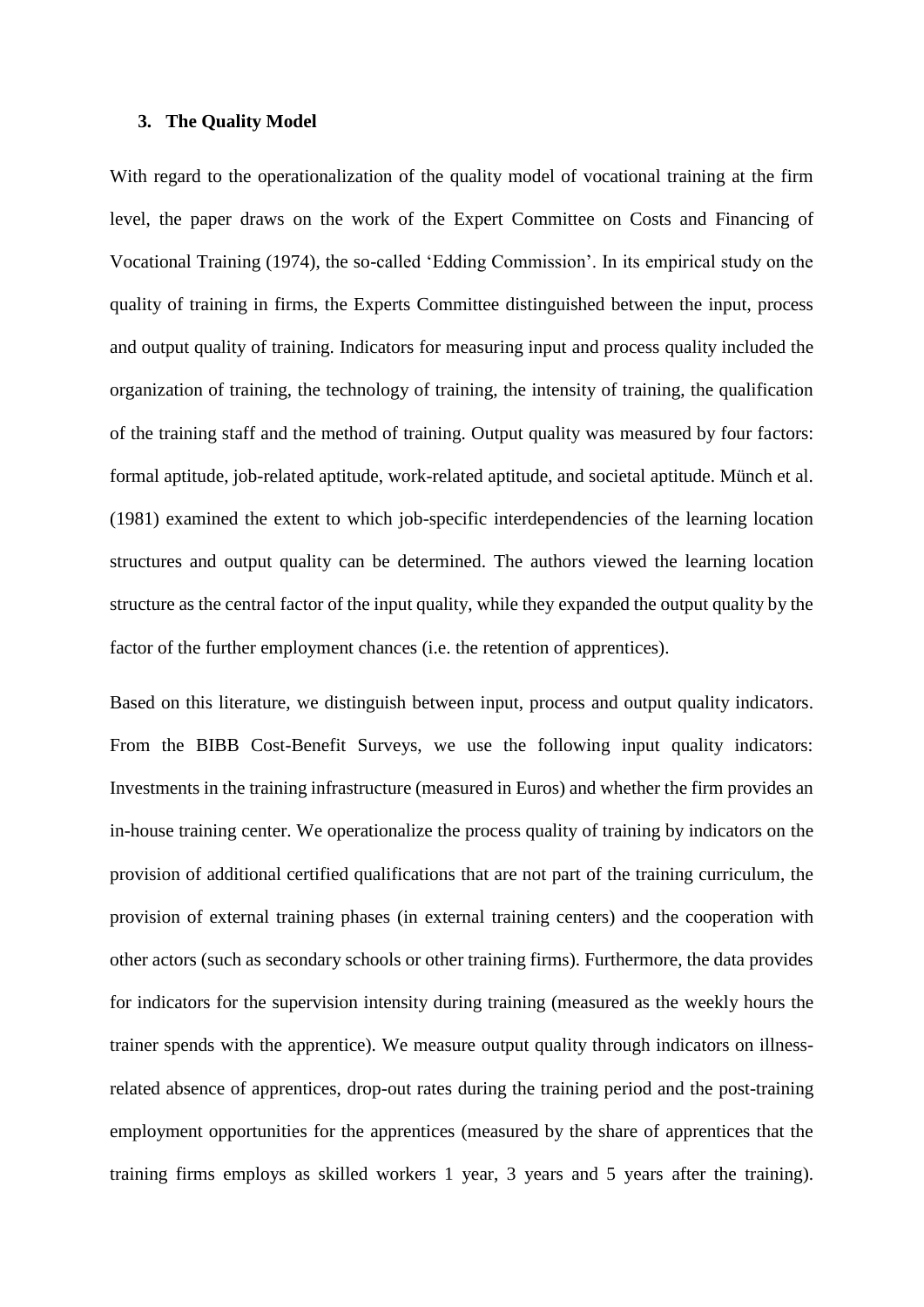## 3. The Quality Model

With regard to the operationalization of the quality model of vocational training at the firm level, the paper draws on the work of the Expert Committee on Costs and Financing of Vocational Training (1974), the so-called 'Edding Commission'. In its empirical study on the quality of training in firms, the Experts Committee distinguished between the input, process and output quality of training. Indicators for measuring input and process quality included the organization of training, the technology of training, the intensity of training, the qualification of the training staff and the method of training. Output quality was measured by four factors: formal aptitude, job-related aptitude, work-related aptitude, and societal aptitude. Münch et al. (1981) examined the extent to which job-specific interdependencies of the learning location structures and output quality can be determined. The authors viewed the learning location structure as the central factor of the input quality, while they expanded the output quality by the factor of the further employment chances (i.e. the retention of apprentices).

Based on this literature, we distinguish between input, process and output quality indicators. From the BIBB Cost-Benefit Surveys, we use the following input quality indicators: Investments in the training infrastructure (measured in Euros) and whether the firm provides an in-house training center. We operationalize the process quality of training by indicators on the provision of additional certified qualifications that are not part of the training curriculum, the provision of external training phases (in external training centers) and the cooperation with other actors (such as secondary schools or other training firms). Furthermore, the data provides for indicators for the supervision intensity during training (measured as the weekly hours the trainer spends with the apprentice). We measure output quality through indicators on illness-related absence of apprentices, drop-out rates during the training period and the post-training employment opportunities for the apprentices (measured by the share of apprentices that the training firms employs as skilled workers 1 year, 3 years and 5 years after the training).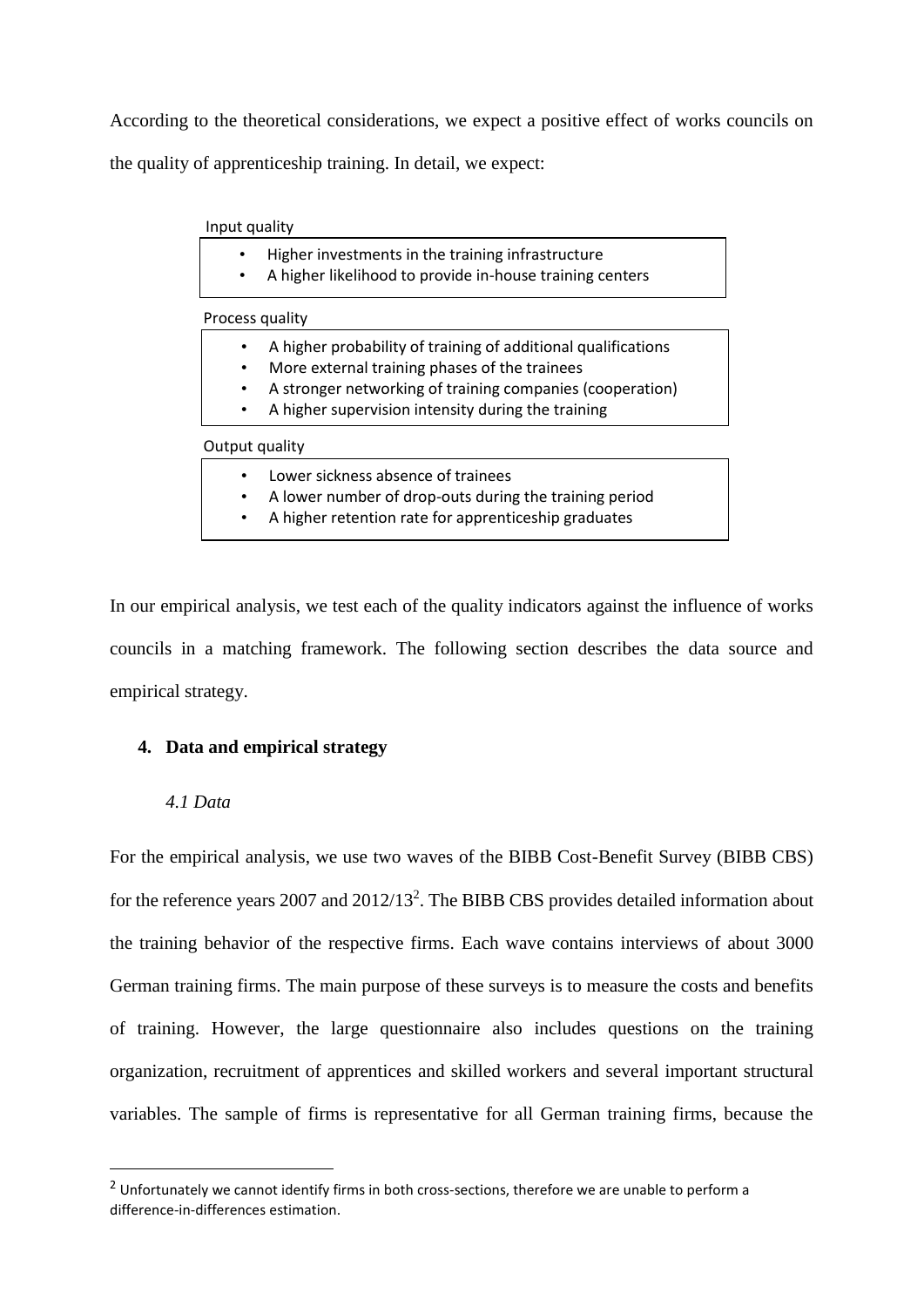According to the theoretical considerations, we expect a positive effect of works councils on the quality of apprenticeship training. In detail, we expect:

Input quality

- Higher investments in the training infrastructure
- A higher likelihood to provide in-house training centers

Process quality

- A higher probability of training of additional qualifications
- More external training phases of the trainees
- A stronger networking of training companies (cooperation)
- A higher supervision intensity during the training

Output quality

- Lower sickness absence of trainees
- A lower number of drop-outs during the training period
- A higher retention rate for apprenticeship graduates

In our empirical analysis, we test each of the quality indicators against the influence of works councils in a matching framework. The following section describes the data source and empirical strategy.

## 4. Data and empirical strategy

### *4.1 Data*

For the empirical analysis, we use two waves of the BIBB Cost-Benefit Survey (BIBB CBS) for the reference years 2007 and 2012/13[2]. The BIBB CBS provides detailed information about the training behavior of the respective firms. Each wave contains interviews of about 3000 German training firms. The main purpose of these surveys is to measure the costs and benefits of training. However, the large questionnaire also includes questions on the training organization, recruitment of apprentices and skilled workers and several important structural variables. The sample of firms is representative for all German training firms, because the

[2] Unfortunately we cannot identify firms in both cross-sections, therefore we are unable to perform a difference-in-differences estimation.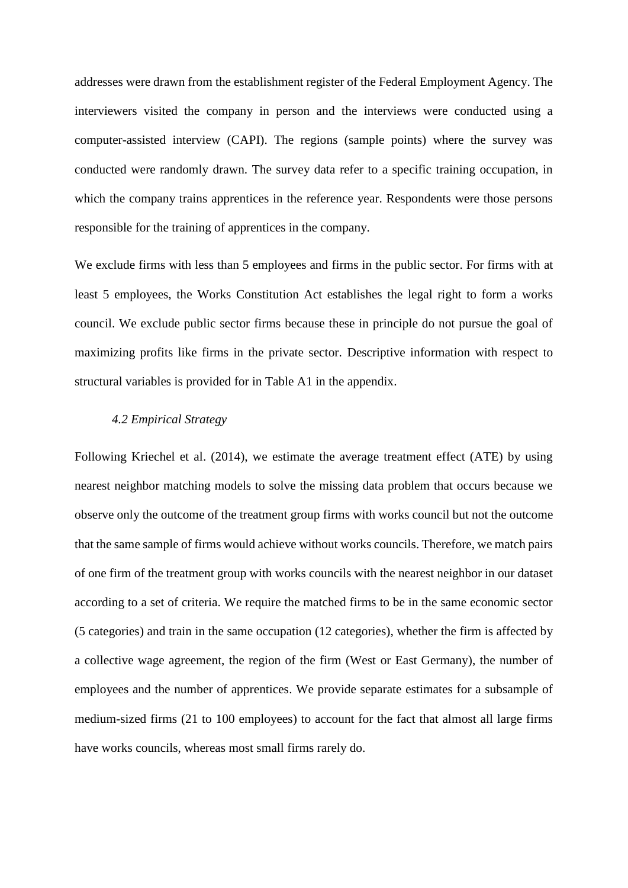addresses were drawn from the establishment register of the Federal Employment Agency. The interviewers visited the company in person and the interviews were conducted using a computer-assisted interview (CAPI). The regions (sample points) where the survey was conducted were randomly drawn. The survey data refer to a specific training occupation, in which the company trains apprentices in the reference year. Respondents were those persons responsible for the training of apprentices in the company.

We exclude firms with less than 5 employees and firms in the public sector. For firms with at least 5 employees, the Works Constitution Act establishes the legal right to form a works council. We exclude public sector firms because these in principle do not pursue the goal of maximizing profits like firms in the private sector. Descriptive information with respect to structural variables is provided for in Table A1 in the appendix.

### *4.2 Empirical Strategy*

Following Kriechel et al. (2014), we estimate the average treatment effect (ATE) by using nearest neighbor matching models to solve the missing data problem that occurs because we observe only the outcome of the treatment group firms with works council but not the outcome that the same sample of firms would achieve without works councils. Therefore, we match pairs of one firm of the treatment group with works councils with the nearest neighbor in our dataset according to a set of criteria. We require the matched firms to be in the same economic sector (5 categories) and train in the same occupation (12 categories), whether the firm is affected by a collective wage agreement, the region of the firm (West or East Germany), the number of employees and the number of apprentices. We provide separate estimates for a subsample of medium-sized firms (21 to 100 employees) to account for the fact that almost all large firms have works councils, whereas most small firms rarely do.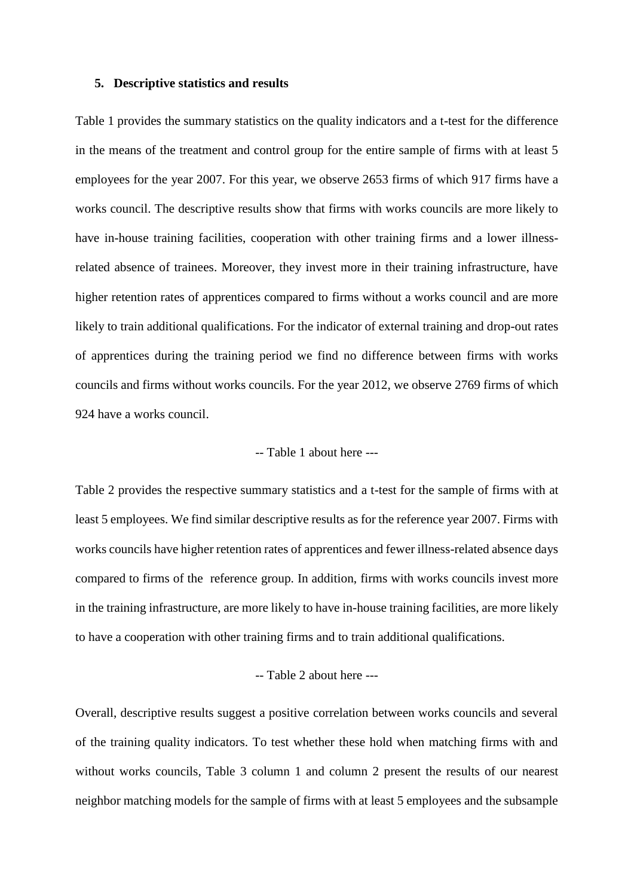## 5. Descriptive statistics and results

Table 1 provides the summary statistics on the quality indicators and a t-test for the difference in the means of the treatment and control group for the entire sample of firms with at least 5 employees for the year 2007. For this year, we observe 2653 firms of which 917 firms have a works council. The descriptive results show that firms with works councils are more likely to have in-house training facilities, cooperation with other training firms and a lower illness-related absence of trainees. Moreover, they invest more in their training infrastructure, have higher retention rates of apprentices compared to firms without a works council and are more likely to train additional qualifications. For the indicator of external training and drop-out rates of apprentices during the training period we find no difference between firms with works councils and firms without works councils. For the year 2012, we observe 2769 firms of which 924 have a works council.

-- Table 1 about here ---

Table 2 provides the respective summary statistics and a t-test for the sample of firms with at least 5 employees. We find similar descriptive results as for the reference year 2007. Firms with works councils have higher retention rates of apprentices and fewer illness-related absence days compared to firms of the reference group. In addition, firms with works councils invest more in the training infrastructure, are more likely to have in-house training facilities, are more likely to have a cooperation with other training firms and to train additional qualifications.

-- Table 2 about here ---

Overall, descriptive results suggest a positive correlation between works councils and several of the training quality indicators. To test whether these hold when matching firms with and without works councils, Table 3 column 1 and column 2 present the results of our nearest neighbor matching models for the sample of firms with at least 5 employees and the subsample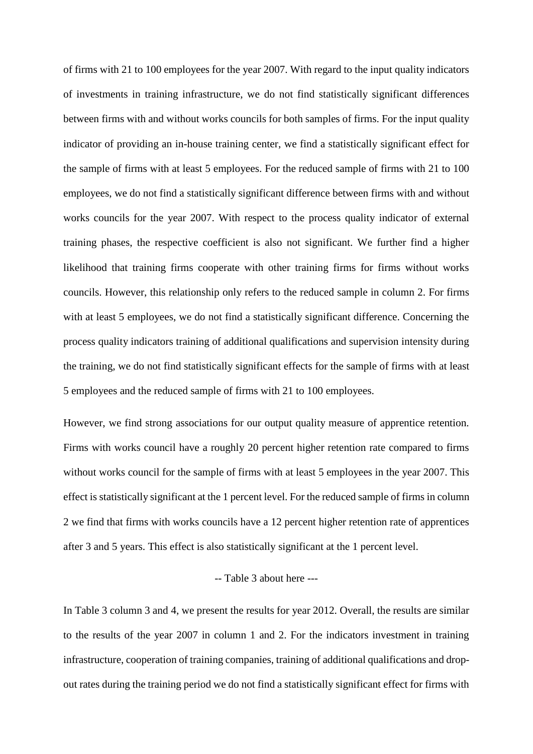of firms with 21 to 100 employees for the year 2007. With regard to the input quality indicators of investments in training infrastructure, we do not find statistically significant differences between firms with and without works councils for both samples of firms. For the input quality indicator of providing an in-house training center, we find a statistically significant effect for the sample of firms with at least 5 employees. For the reduced sample of firms with 21 to 100 employees, we do not find a statistically significant difference between firms with and without works councils for the year 2007. With respect to the process quality indicator of external training phases, the respective coefficient is also not significant. We further find a higher likelihood that training firms cooperate with other training firms for firms without works councils. However, this relationship only refers to the reduced sample in column 2. For firms with at least 5 employees, we do not find a statistically significant difference. Concerning the process quality indicators training of additional qualifications and supervision intensity during the training, we do not find statistically significant effects for the sample of firms with at least 5 employees and the reduced sample of firms with 21 to 100 employees.

However, we find strong associations for our output quality measure of apprentice retention. Firms with works council have a roughly 20 percent higher retention rate compared to firms without works council for the sample of firms with at least 5 employees in the year 2007. This effect is statistically significant at the 1 percent level. For the reduced sample of firms in column 2 we find that firms with works councils have a 12 percent higher retention rate of apprentices after 3 and 5 years. This effect is also statistically significant at the 1 percent level.

-- Table 3 about here ---

In Table 3 column 3 and 4, we present the results for year 2012. Overall, the results are similar to the results of the year 2007 in column 1 and 2. For the indicators investment in training infrastructure, cooperation of training companies, training of additional qualifications and drop-out rates during the training period we do not find a statistically significant effect for firms with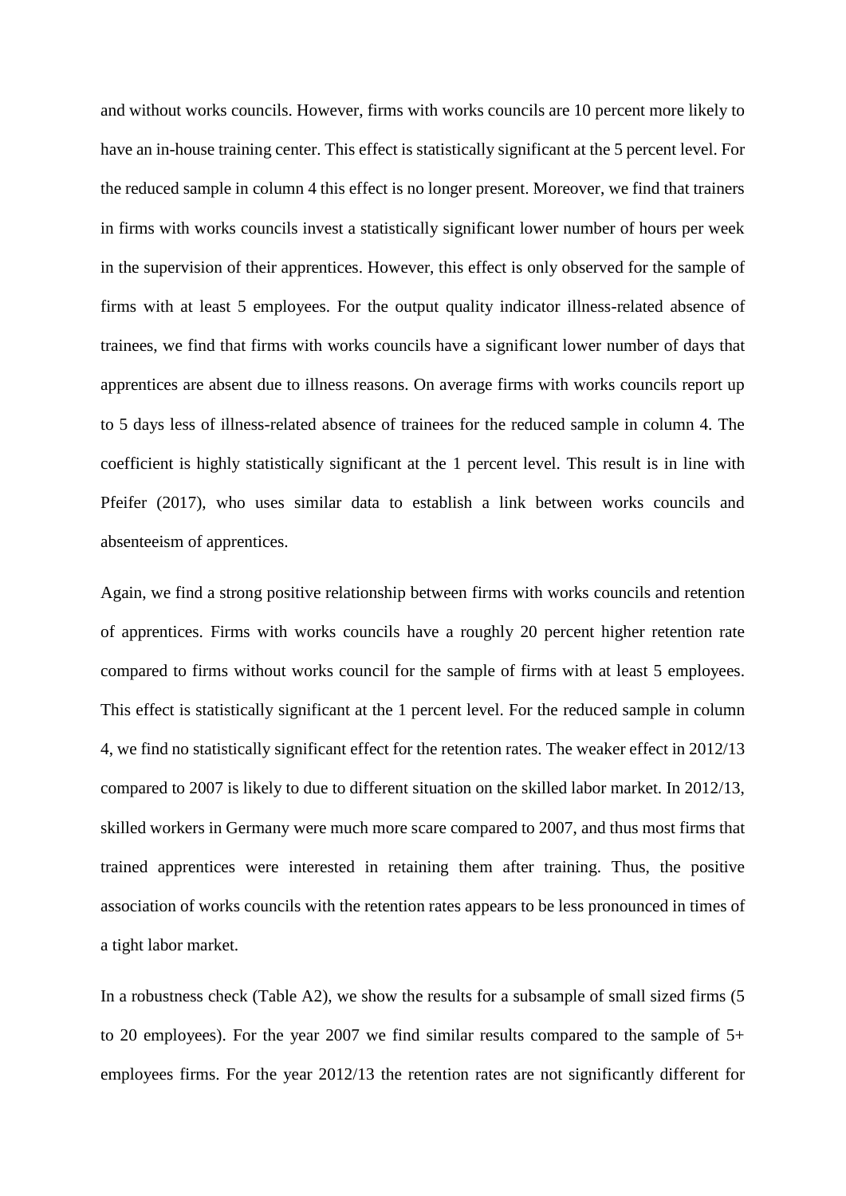and without works councils. However, firms with works councils are 10 percent more likely to have an in-house training center. This effect is statistically significant at the 5 percent level. For the reduced sample in column 4 this effect is no longer present. Moreover, we find that trainers in firms with works councils invest a statistically significant lower number of hours per week in the supervision of their apprentices. However, this effect is only observed for the sample of firms with at least 5 employees. For the output quality indicator illness-related absence of trainees, we find that firms with works councils have a significant lower number of days that apprentices are absent due to illness reasons. On average firms with works councils report up to 5 days less of illness-related absence of trainees for the reduced sample in column 4. The coefficient is highly statistically significant at the 1 percent level. This result is in line with Pfeifer (2017), who uses similar data to establish a link between works councils and absenteeism of apprentices.

Again, we find a strong positive relationship between firms with works councils and retention of apprentices. Firms with works councils have a roughly 20 percent higher retention rate compared to firms without works council for the sample of firms with at least 5 employees. This effect is statistically significant at the 1 percent level. For the reduced sample in column 4, we find no statistically significant effect for the retention rates. The weaker effect in 2012/13 compared to 2007 is likely to due to different situation on the skilled labor market. In 2012/13, skilled workers in Germany were much more scare compared to 2007, and thus most firms that trained apprentices were interested in retaining them after training. Thus, the positive association of works councils with the retention rates appears to be less pronounced in times of a tight labor market.

In a robustness check (Table A2), we show the results for a subsample of small sized firms (5 to 20 employees). For the year 2007 we find similar results compared to the sample of 5+ employees firms. For the year 2012/13 the retention rates are not significantly different for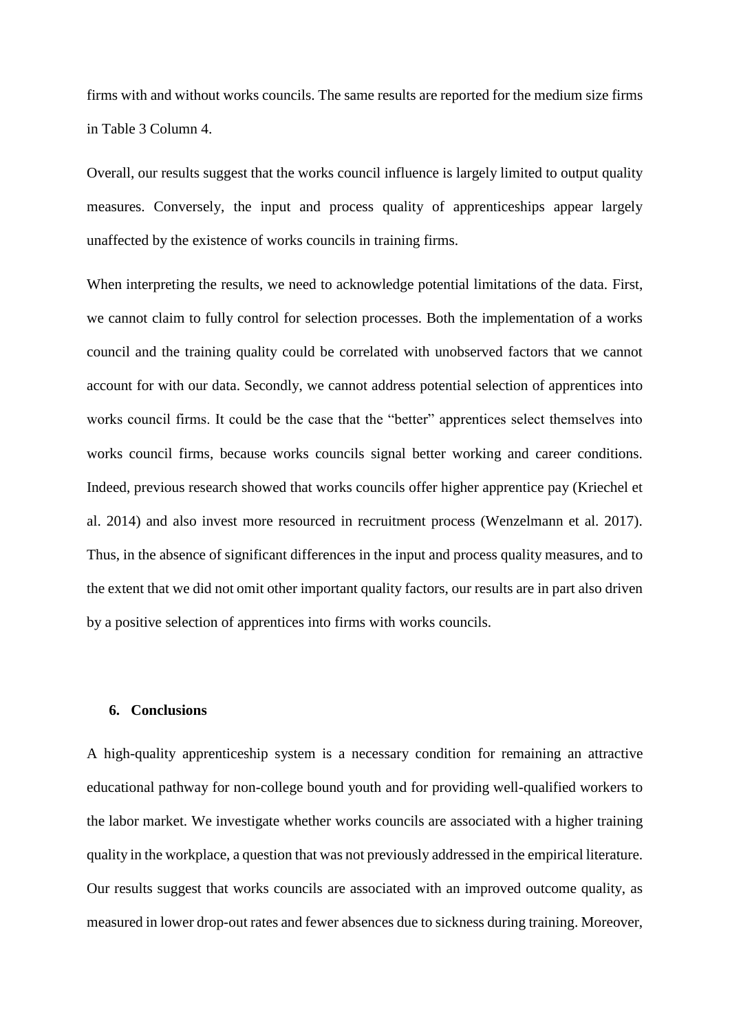firms with and without works councils. The same results are reported for the medium size firms in Table 3 Column 4.

Overall, our results suggest that the works council influence is largely limited to output quality measures. Conversely, the input and process quality of apprenticeships appear largely unaffected by the existence of works councils in training firms.

When interpreting the results, we need to acknowledge potential limitations of the data. First, we cannot claim to fully control for selection processes. Both the implementation of a works council and the training quality could be correlated with unobserved factors that we cannot account for with our data. Secondly, we cannot address potential selection of apprentices into works council firms. It could be the case that the "better" apprentices select themselves into works council firms, because works councils signal better working and career conditions. Indeed, previous research showed that works councils offer higher apprentice pay (Kriechel et al. 2014) and also invest more resourced in recruitment process (Wenzelmann et al. 2017). Thus, in the absence of significant differences in the input and process quality measures, and to the extent that we did not omit other important quality factors, our results are in part also driven by a positive selection of apprentices into firms with works councils.

## 6. Conclusions

A high-quality apprenticeship system is a necessary condition for remaining an attractive educational pathway for non-college bound youth and for providing well-qualified workers to the labor market. We investigate whether works councils are associated with a higher training quality in the workplace, a question that was not previously addressed in the empirical literature. Our results suggest that works councils are associated with an improved outcome quality, as measured in lower drop-out rates and fewer absences due to sickness during training. Moreover,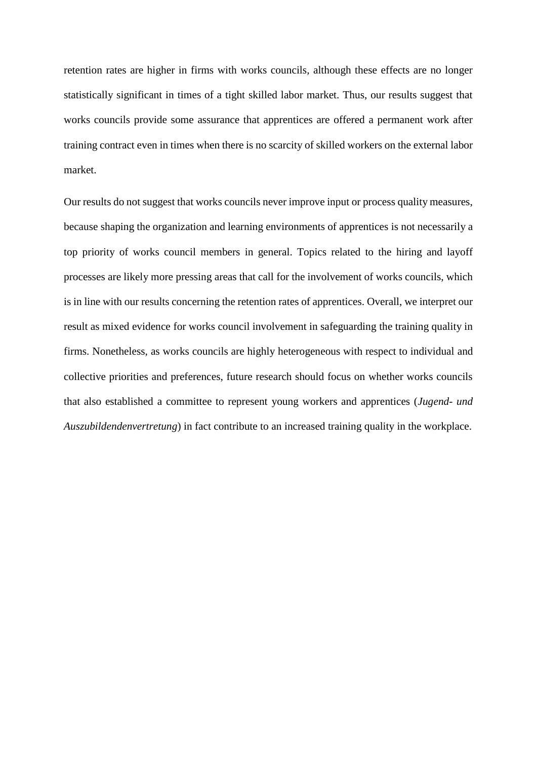retention rates are higher in firms with works councils, although these effects are no longer statistically significant in times of a tight skilled labor market. Thus, our results suggest that works councils provide some assurance that apprentices are offered a permanent work after training contract even in times when there is no scarcity of skilled workers on the external labor market.

Our results do not suggest that works councils never improve input or process quality measures, because shaping the organization and learning environments of apprentices is not necessarily a top priority of works council members in general. Topics related to the hiring and layoff processes are likely more pressing areas that call for the involvement of works councils, which is in line with our results concerning the retention rates of apprentices. Overall, we interpret our result as mixed evidence for works council involvement in safeguarding the training quality in firms. Nonetheless, as works councils are highly heterogeneous with respect to individual and collective priorities and preferences, future research should focus on whether works councils that also established a committee to represent young workers and apprentices (*Jugend- und Auszubildendenvertretung*) in fact contribute to an increased training quality in the workplace.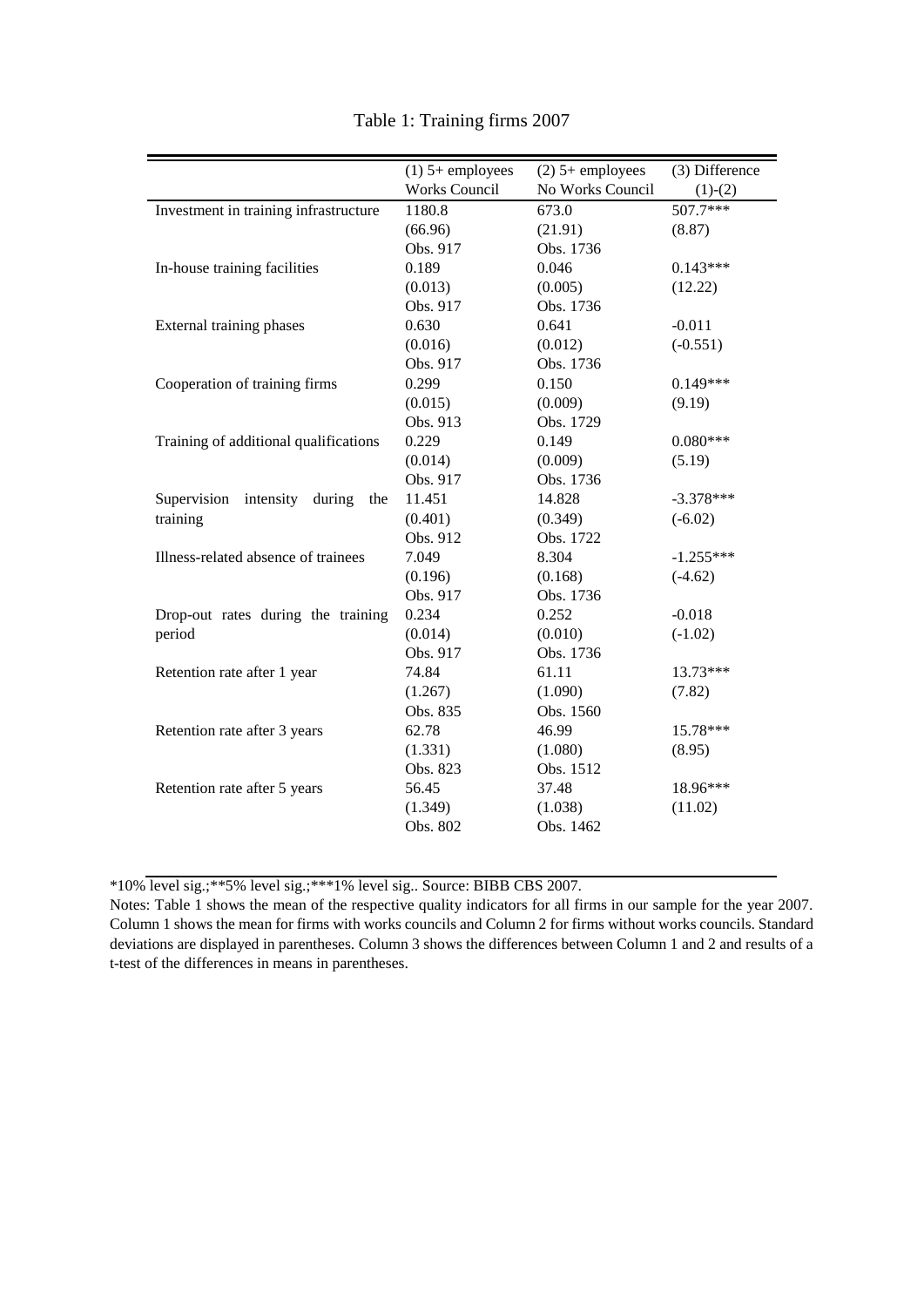Table 1: Training firms 2007

| | (1) 5+ employees Works Council | (2) 5+ employees No Works Council | (3) Difference (1)-(2) |
|---|---|---|---|
| Investment in training infrastructure | 1180.8 | 673.0 | 507.7*** |
| | (66.96) | (21.91) | (8.87) |
| | Obs. 917 | Obs. 1736 | |
| In-house training facilities | 0.189 | 0.046 | 0.143*** |
| | (0.013) | (0.005) | (12.22) |
| | Obs. 917 | Obs. 1736 | |
| External training phases | 0.630 | 0.641 | -0.011 |
| | (0.016) | (0.012) | (-0.551) |
| | Obs. 917 | Obs. 1736 | |
| Cooperation of training firms | 0.299 | 0.150 | 0.149*** |
| | (0.015) | (0.009) | (9.19) |
| | Obs. 913 | Obs. 1729 | |
| Training of additional qualifications | 0.229 | 0.149 | 0.080*** |
| | (0.014) | (0.009) | (5.19) |
| | Obs. 917 | Obs. 1736 | |
| Supervision intensity during the training | 11.451 | 14.828 | -3.378*** |
| | (0.401) | (0.349) | (-6.02) |
| | Obs. 912 | Obs. 1722 | |
| Illness-related absence of trainees | 7.049 | 8.304 | -1.255*** |
| | (0.196) | (0.168) | (-4.62) |
| | Obs. 917 | Obs. 1736 | |
| Drop-out rates during the training period | 0.234 | 0.252 | -0.018 |
| | (0.014) | (0.010) | (-1.02) |
| | Obs. 917 | Obs. 1736 | |
| Retention rate after 1 year | 74.84 | 61.11 | 13.73*** |
| | (1.267) | (1.090) | (7.82) |
| | Obs. 835 | Obs. 1560 | |
| Retention rate after 3 years | 62.78 | 46.99 | 15.78*** |
| | (1.331) | (1.080) | (8.95) |
| | Obs. 823 | Obs. 1512 | |
| Retention rate after 5 years | 56.45 | 37.48 | 18.96*** |
| | (1.349) | (1.038) | (11.02) |
| | Obs. 802 | Obs. 1462 | |

*10% level sig.;**5% level sig.;***1% level sig.. Source: BIBB CBS 2007.

Notes: Table 1 shows the mean of the respective quality indicators for all firms in our sample for the year 2007. Column 1 shows the mean for firms with works councils and Column 2 for firms without works councils. Standard deviations are displayed in parentheses. Column 3 shows the differences between Column 1 and 2 and results of a t-test of the differences in means in parentheses.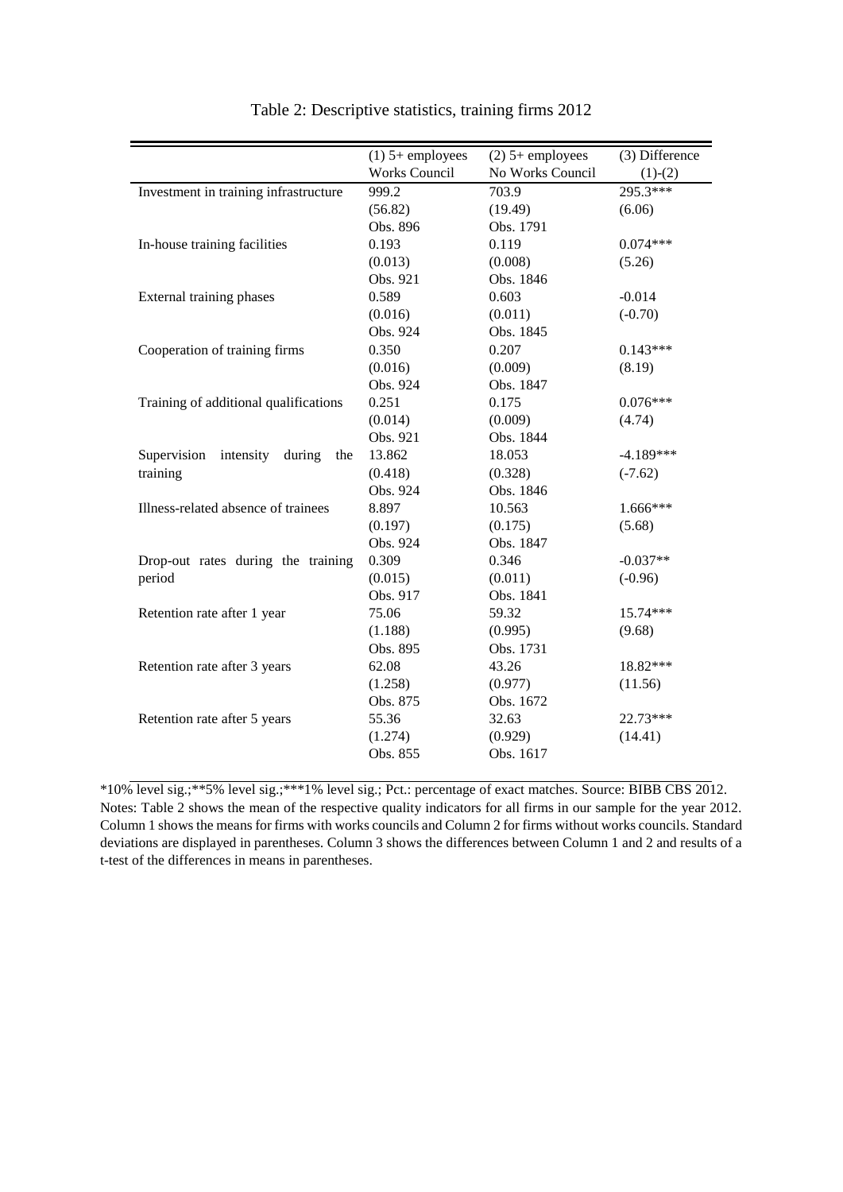Table 2: Descriptive statistics, training firms 2012

| | (1) 5+ employees Works Council | (2) 5+ employees No Works Council | (3) Difference (1)-(2) |
|---|---|---|---|
| Investment in training infrastructure | 999.2 | 703.9 | 295.3*** |
| | (56.82) | (19.49) | (6.06) |
| | Obs. 896 | Obs. 1791 | |
| In-house training facilities | 0.193 | 0.119 | 0.074*** |
| | (0.013) | (0.008) | (5.26) |
| | Obs. 921 | Obs. 1846 | |
| External training phases | 0.589 | 0.603 | -0.014 |
| | (0.016) | (0.011) | (-0.70) |
| | Obs. 924 | Obs. 1845 | |
| Cooperation of training firms | 0.350 | 0.207 | 0.143*** |
| | (0.016) | (0.009) | (8.19) |
| | Obs. 924 | Obs. 1847 | |
| Training of additional qualifications | 0.251 | 0.175 | 0.076*** |
| | (0.014) | (0.009) | (4.74) |
| | Obs. 921 | Obs. 1844 | |
| Supervision intensity during the training | 13.862 | 18.053 | -4.189*** |
| | (0.418) | (0.328) | (-7.62) |
| | Obs. 924 | Obs. 1846 | |
| Illness-related absence of trainees | 8.897 | 10.563 | 1.666*** |
| | (0.197) | (0.175) | (5.68) |
| | Obs. 924 | Obs. 1847 | |
| Drop-out rates during the training period | 0.309 | 0.346 | -0.037** |
| | (0.015) | (0.011) | (-0.96) |
| | Obs. 917 | Obs. 1841 | |
| Retention rate after 1 year | 75.06 | 59.32 | 15.74*** |
| | (1.188) | (0.995) | (9.68) |
| | Obs. 895 | Obs. 1731 | |
| Retention rate after 3 years | 62.08 | 43.26 | 18.82*** |
| | (1.258) | (0.977) | (11.56) |
| | Obs. 875 | Obs. 1672 | |
| Retention rate after 5 years | 55.36 | 32.63 | 22.73*** |
| | (1.274) | (0.929) | (14.41) |
| | Obs. 855 | Obs. 1617 | |

*10% level sig.;**5% level sig.;***1% level sig.; Pct.: percentage of exact matches. Source: BIBB CBS 2012.
Notes: Table 2 shows the mean of the respective quality indicators for all firms in our sample for the year 2012. Column 1 shows the means for firms with works councils and Column 2 for firms without works councils. Standard deviations are displayed in parentheses. Column 3 shows the differences between Column 1 and 2 and results of a t-test of the differences in means in parentheses.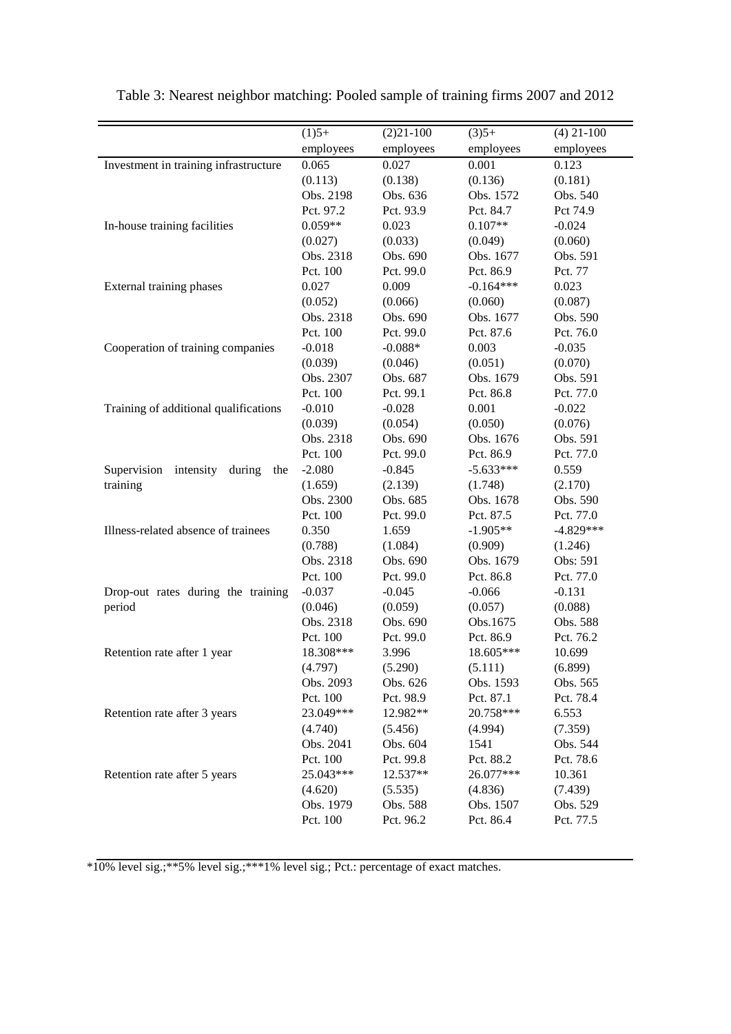Table 3: Nearest neighbor matching: Pooled sample of training firms 2007 and 2012

| | (1)5+ employees | (2)21-100 employees | (3)5+ employees | (4) 21-100 employees |
|---|---|---|---|---|
| Investment in training infrastructure | 0.065 | 0.027 | 0.001 | 0.123 |
| | (0.113) | (0.138) | (0.136) | (0.181) |
| | Obs. 2198 | Obs. 636 | Obs. 1572 | Obs. 540 |
| | Pct. 97.2 | Pct. 93.9 | Pct. 84.7 | Pct 74.9 |
| In-house training facilities | 0.059** | 0.023 | 0.107** | -0.024 |
| | (0.027) | (0.033) | (0.049) | (0.060) |
| | Obs. 2318 | Obs. 690 | Obs. 1677 | Obs. 591 |
| | Pct. 100 | Pct. 99.0 | Pct. 86.9 | Pct. 77 |
| External training phases | 0.027 | 0.009 | -0.164*** | 0.023 |
| | (0.052) | (0.066) | (0.060) | (0.087) |
| | Obs. 2318 | Obs. 690 | Obs. 1677 | Obs. 590 |
| | Pct. 100 | Pct. 99.0 | Pct. 87.6 | Pct. 76.0 |
| Cooperation of training companies | -0.018 | -0.088* | 0.003 | -0.035 |
| | (0.039) | (0.046) | (0.051) | (0.070) |
| | Obs. 2307 | Obs. 687 | Obs. 1679 | Obs. 591 |
| | Pct. 100 | Pct. 99.1 | Pct. 86.8 | Pct. 77.0 |
| Training of additional qualifications | -0.010 | -0.028 | 0.001 | -0.022 |
| | (0.039) | (0.054) | (0.050) | (0.076) |
| | Obs. 2318 | Obs. 690 | Obs. 1676 | Obs. 591 |
| | Pct. 100 | Pct. 99.0 | Pct. 86.9 | Pct. 77.0 |
| Supervision intensity during the training | -2.080 | -0.845 | -5.633*** | 0.559 |
| | (1.659) | (2.139) | (1.748) | (2.170) |
| | Obs. 2300 | Obs. 685 | Obs. 1678 | Obs. 590 |
| | Pct. 100 | Pct. 99.0 | Pct. 87.5 | Pct. 77.0 |
| Illness-related absence of trainees | 0.350 | 1.659 | -1.905** | -4.829*** |
| | (0.788) | (1.084) | (0.909) | (1.246) |
| | Obs. 2318 | Obs. 690 | Obs. 1679 | Obs: 591 |
| | Pct. 100 | Pct. 99.0 | Pct. 86.8 | Pct. 77.0 |
| Drop-out rates during the training period | -0.037 | -0.045 | -0.066 | -0.131 |
| | (0.046) | (0.059) | (0.057) | (0.088) |
| | Obs. 2318 | Obs. 690 | Obs.1675 | Obs. 588 |
| | Pct. 100 | Pct. 99.0 | Pct. 86.9 | Pct. 76.2 |
| Retention rate after 1 year | 18.308*** | 3.996 | 18.605*** | 10.699 |
| | (4.797) | (5.290) | (5.111) | (6.899) |
| | Obs. 2093 | Obs. 626 | Obs. 1593 | Obs. 565 |
| | Pct. 100 | Pct. 98.9 | Pct. 87.1 | Pct. 78.4 |
| Retention rate after 3 years | 23.049*** | 12.982** | 20.758*** | 6.553 |
| | (4.740) | (5.456) | (4.994) | (7.359) |
| | Obs. 2041 | Obs. 604 | 1541 | Obs. 544 |
| | Pct. 100 | Pct. 99.8 | Pct. 88.2 | Pct. 78.6 |
| Retention rate after 5 years | 25.043*** | 12.537** | 26.077*** | 10.361 |
| | (4.620) | (5.535) | (4.836) | (7.439) |
| | Obs. 1979 | Obs. 588 | Obs. 1507 | Obs. 529 |
| | Pct. 100 | Pct. 96.2 | Pct. 86.4 | Pct. 77.5 |

*10% level sig.;**5% level sig.;***1% level sig.; Pct.: percentage of exact matches.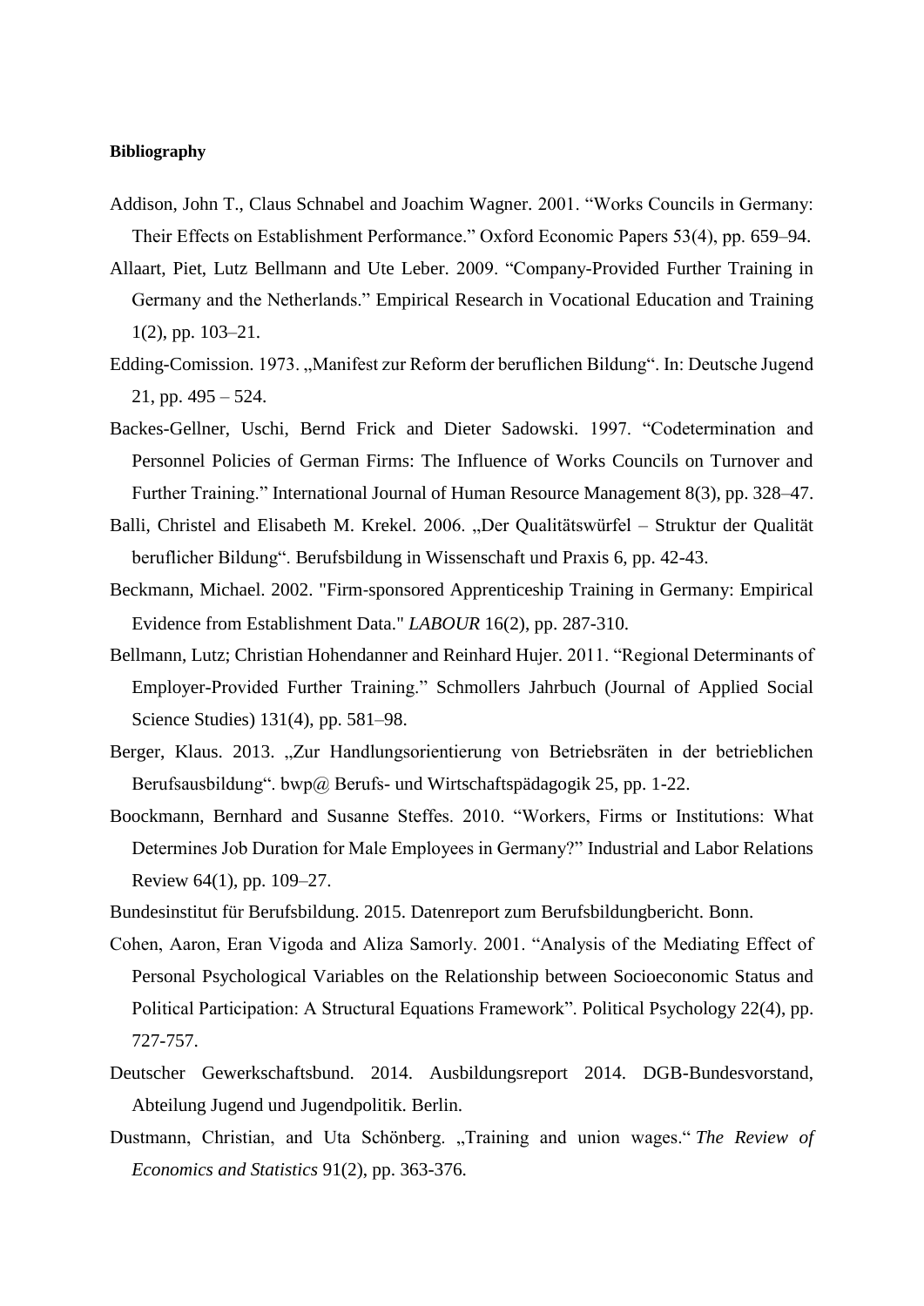**Bibliography**

Addison, John T., Claus Schnabel and Joachim Wagner. 2001. "Works Councils in Germany: Their Effects on Establishment Performance." Oxford Economic Papers 53(4), pp. 659–94.

Allaart, Piet, Lutz Bellmann and Ute Leber. 2009. "Company-Provided Further Training in Germany and the Netherlands." Empirical Research in Vocational Education and Training 1(2), pp. 103–21.

Edding-Comission. 1973. „Manifest zur Reform der beruflichen Bildung". In: Deutsche Jugend 21, pp. 495 – 524.

Backes-Gellner, Uschi, Bernd Frick and Dieter Sadowski. 1997. "Codetermination and Personnel Policies of German Firms: The Influence of Works Councils on Turnover and Further Training." International Journal of Human Resource Management 8(3), pp. 328–47.

Balli, Christel and Elisabeth M. Krekel. 2006. „Der Qualitätswürfel – Struktur der Qualität beruflicher Bildung". Berufsbildung in Wissenschaft und Praxis 6, pp. 42-43.

Beckmann, Michael. 2002. "Firm-sponsored Apprenticeship Training in Germany: Empirical Evidence from Establishment Data." *LABOUR* 16(2), pp. 287-310.

Bellmann, Lutz; Christian Hohendanner and Reinhard Hujer. 2011. "Regional Determinants of Employer-Provided Further Training." Schmollers Jahrbuch (Journal of Applied Social Science Studies) 131(4), pp. 581–98.

Berger, Klaus. 2013. „Zur Handlungsorientierung von Betriebsräten in der betrieblichen Berufsausbildung". bwp@ Berufs- und Wirtschaftspädagogik 25, pp. 1-22.

Boockmann, Bernhard and Susanne Steffes. 2010. "Workers, Firms or Institutions: What Determines Job Duration for Male Employees in Germany?" Industrial and Labor Relations Review 64(1), pp. 109–27.

Bundesinstitut für Berufsbildung. 2015. Datenreport zum Berufsbildungbericht. Bonn.

Cohen, Aaron, Eran Vigoda and Aliza Samorly. 2001. "Analysis of the Mediating Effect of Personal Psychological Variables on the Relationship between Socioeconomic Status and Political Participation: A Structural Equations Framework". Political Psychology 22(4), pp. 727-757.

Deutscher Gewerkschaftsbund. 2014. Ausbildungsreport 2014. DGB-Bundesvorstand, Abteilung Jugend und Jugendpolitik. Berlin.

Dustmann, Christian, and Uta Schönberg. „Training and union wages." *The Review of Economics and Statistics* 91(2), pp. 363-376.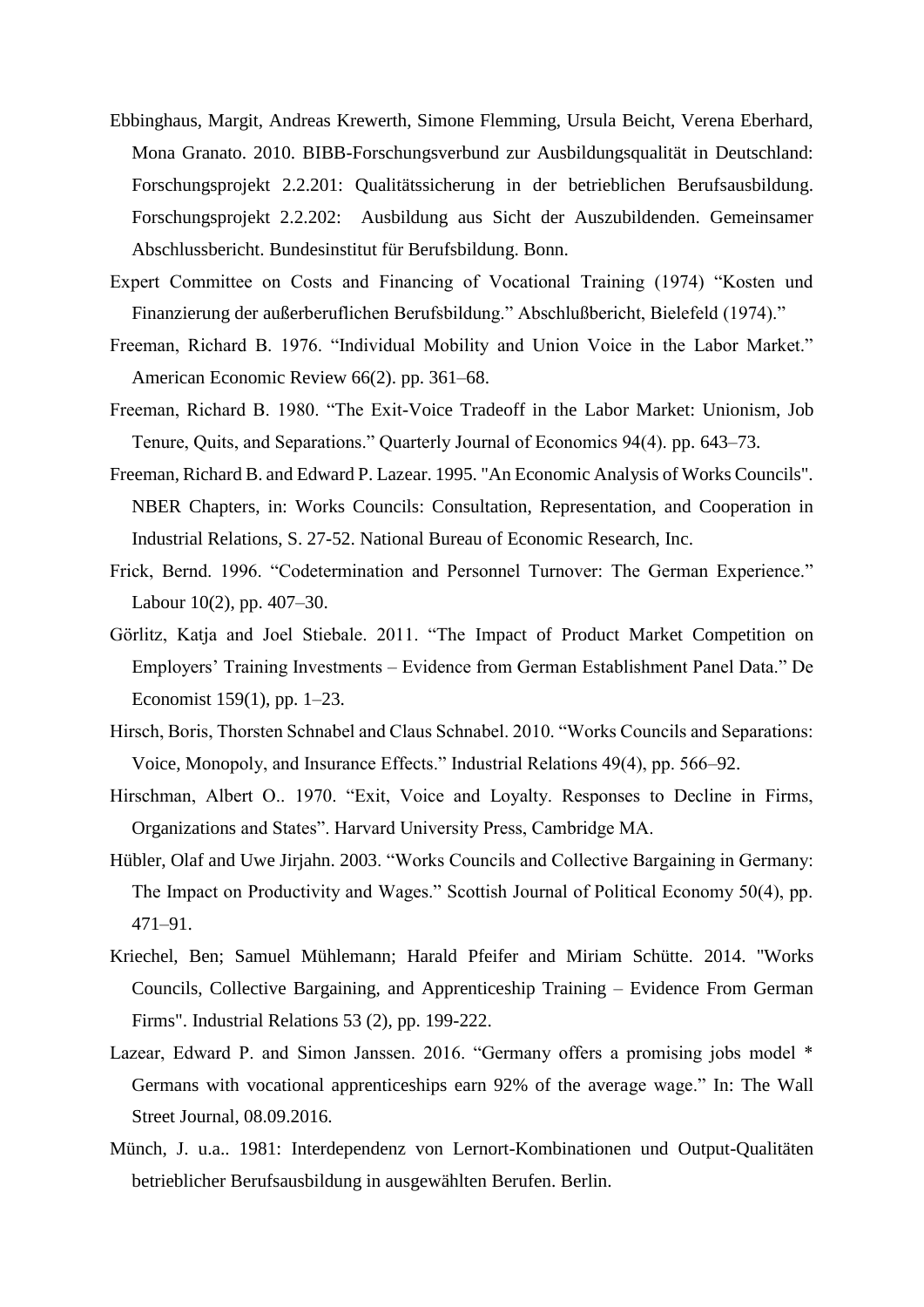Ebbinghaus, Margit, Andreas Krewerth, Simone Flemming, Ursula Beicht, Verena Eberhard, Mona Granato. 2010. BIBB-Forschungsverbund zur Ausbildungsqualität in Deutschland: Forschungsprojekt 2.2.201: Qualitätssicherung in der betrieblichen Berufsausbildung. Forschungsprojekt 2.2.202: Ausbildung aus Sicht der Auszubildenden. Gemeinsamer Abschlussbericht. Bundesinstitut für Berufsbildung. Bonn.

Expert Committee on Costs and Financing of Vocational Training (1974) "Kosten und Finanzierung der außerberuflichen Berufsbildung." Abschlußbericht, Bielefeld (1974)."

Freeman, Richard B. 1976. "Individual Mobility and Union Voice in the Labor Market." American Economic Review 66(2). pp. 361–68.

Freeman, Richard B. 1980. "The Exit-Voice Tradeoff in the Labor Market: Unionism, Job Tenure, Quits, and Separations." Quarterly Journal of Economics 94(4). pp. 643–73.

Freeman, Richard B. and Edward P. Lazear. 1995. "An Economic Analysis of Works Councils". NBER Chapters, in: Works Councils: Consultation, Representation, and Cooperation in Industrial Relations, S. 27-52. National Bureau of Economic Research, Inc.

Frick, Bernd. 1996. "Codetermination and Personnel Turnover: The German Experience." Labour 10(2), pp. 407–30.

Görlitz, Katja and Joel Stiebale. 2011. "The Impact of Product Market Competition on Employers' Training Investments – Evidence from German Establishment Panel Data." De Economist 159(1), pp. 1–23.

Hirsch, Boris, Thorsten Schnabel and Claus Schnabel. 2010. "Works Councils and Separations: Voice, Monopoly, and Insurance Effects." Industrial Relations 49(4), pp. 566–92.

Hirschman, Albert O.. 1970. "Exit, Voice and Loyalty. Responses to Decline in Firms, Organizations and States". Harvard University Press, Cambridge MA.

Hübler, Olaf and Uwe Jirjahn. 2003. "Works Councils and Collective Bargaining in Germany: The Impact on Productivity and Wages." Scottish Journal of Political Economy 50(4), pp. 471–91.

Kriechel, Ben; Samuel Mühlemann; Harald Pfeifer and Miriam Schütte. 2014. "Works Councils, Collective Bargaining, and Apprenticeship Training – Evidence From German Firms". Industrial Relations 53 (2), pp. 199-222.

Lazear, Edward P. and Simon Janssen. 2016. "Germany offers a promising jobs model * Germans with vocational apprenticeships earn 92% of the average wage." In: The Wall Street Journal, 08.09.2016.

Münch, J. u.a.. 1981: Interdependenz von Lernort-Kombinationen und Output-Qualitäten betrieblicher Berufsausbildung in ausgewählten Berufen. Berlin.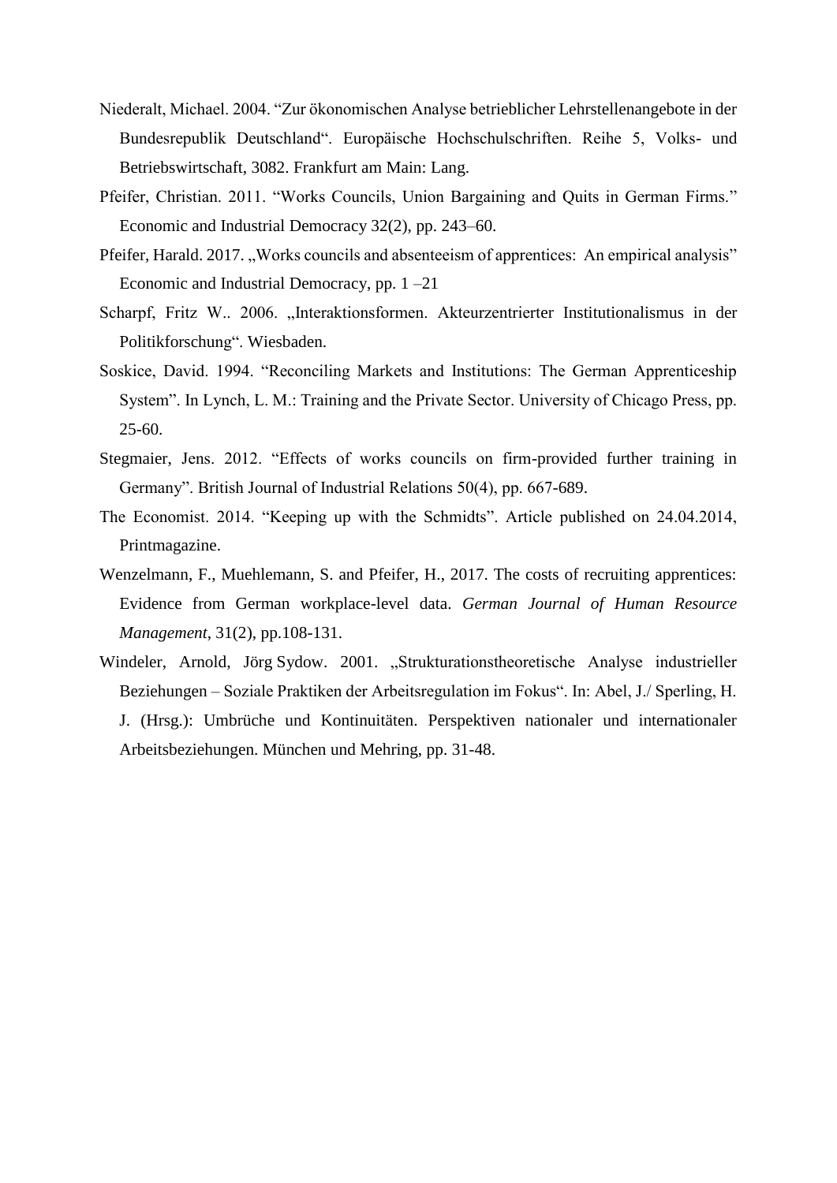Niederalt, Michael. 2004. "Zur ökonomischen Analyse betrieblicher Lehrstellenangebote in der Bundesrepublik Deutschland". Europäische Hochschulschriften. Reihe 5, Volks- und Betriebswirtschaft, 3082. Frankfurt am Main: Lang.

Pfeifer, Christian. 2011. "Works Councils, Union Bargaining and Quits in German Firms." Economic and Industrial Democracy 32(2), pp. 243–60.

Pfeifer, Harald. 2017. „Works councils and absenteeism of apprentices: An empirical analysis" Economic and Industrial Democracy, pp. 1 –21

Scharpf, Fritz W.. 2006. „Interaktionsformen. Akteurzentrierter Institutionalismus in der Politikforschung". Wiesbaden.

Soskice, David. 1994. "Reconciling Markets and Institutions: The German Apprenticeship System". In Lynch, L. M.: Training and the Private Sector. University of Chicago Press, pp. 25-60.

Stegmaier, Jens. 2012. "Effects of works councils on firm-provided further training in Germany". British Journal of Industrial Relations 50(4), pp. 667-689.

The Economist. 2014. "Keeping up with the Schmidts". Article published on 24.04.2014, Printmagazine.

Wenzelmann, F., Muehlemann, S. and Pfeifer, H., 2017. The costs of recruiting apprentices: Evidence from German workplace-level data. *German Journal of Human Resource Management*, 31(2), pp.108-131.

Windeler, Arnold, Jörg Sydow. 2001. „Strukturationstheoretische Analyse industrieller Beziehungen – Soziale Praktiken der Arbeitsregulation im Fokus". In: Abel, J./ Sperling, H. J. (Hrsg.): Umbrüche und Kontinuitäten. Perspektiven nationaler und internationaler Arbeitsbeziehungen. München und Mehring, pp. 31-48.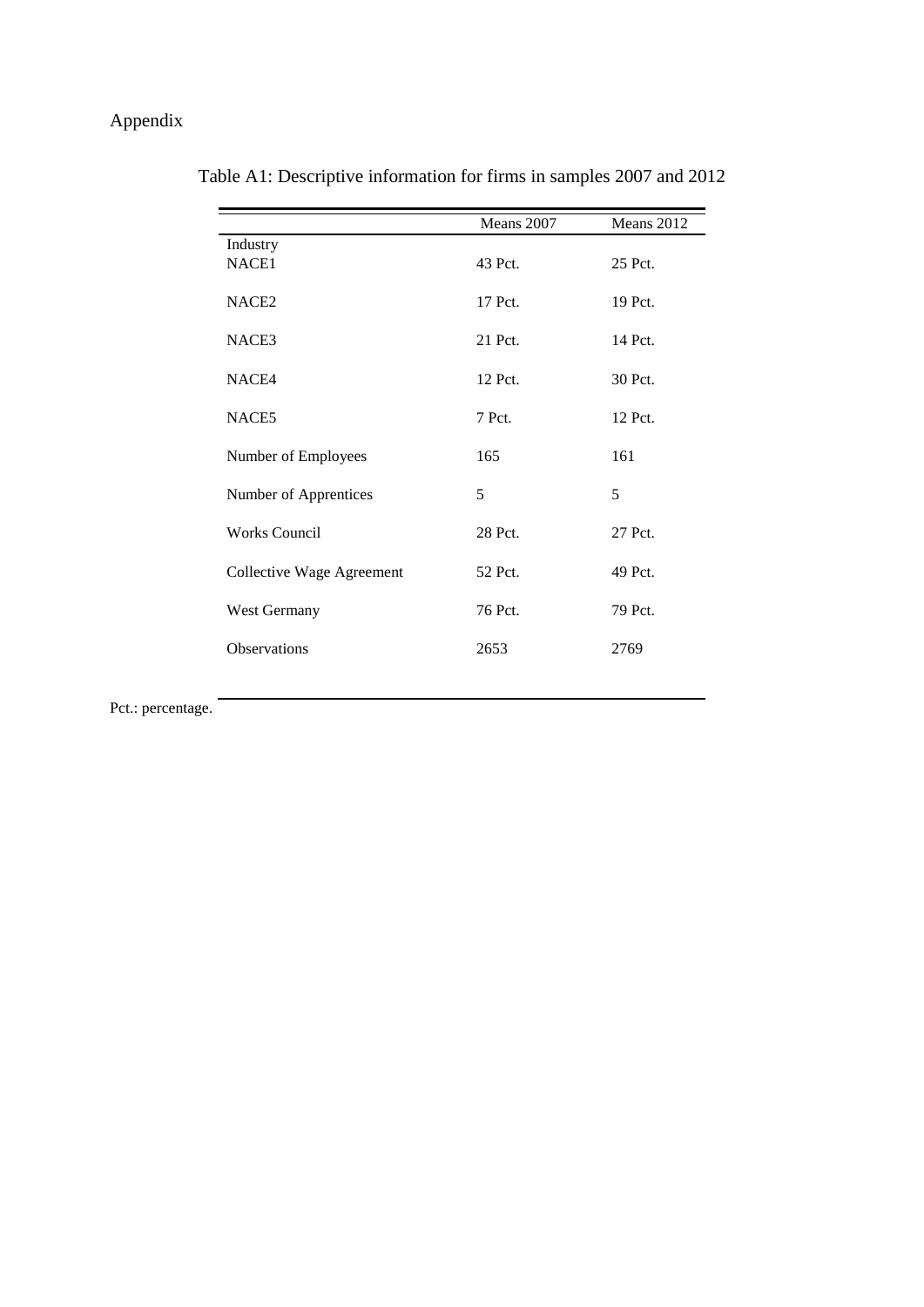Appendix

Table A1: Descriptive information for firms in samples 2007 and 2012

| | Means 2007 | Means 2012 |
|---|---|---|
| Industry | | |
| NACE1 | 43 Pct. | 25 Pct. |
| NACE2 | 17 Pct. | 19 Pct. |
| NACE3 | 21 Pct. | 14 Pct. |
| NACE4 | 12 Pct. | 30 Pct. |
| NACE5 | 7 Pct. | 12 Pct. |
| Number of Employees | 165 | 161 |
| Number of Apprentices | 5 | 5 |
| Works Council | 28 Pct. | 27 Pct. |
| Collective Wage Agreement | 52 Pct. | 49 Pct. |
| West Germany | 76 Pct. | 79 Pct. |
| Observations | 2653 | 2769 |

Pct.: percentage.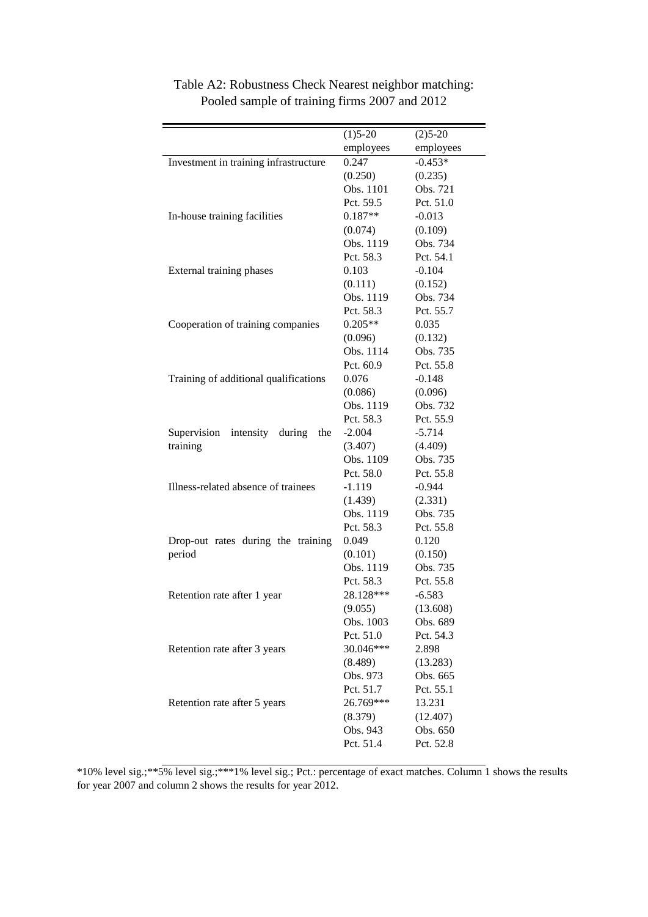Table A2: Robustness Check Nearest neighbor matching: Pooled sample of training firms 2007 and 2012

| | (1)5-20 employees | (2)5-20 employees |
|---|---|---|
| Investment in training infrastructure | 0.247 | -0.453* |
| | (0.250) | (0.235) |
| | Obs. 1101 | Obs. 721 |
| | Pct. 59.5 | Pct. 51.0 |
| In-house training facilities | 0.187** | -0.013 |
| | (0.074) | (0.109) |
| | Obs. 1119 | Obs. 734 |
| | Pct. 58.3 | Pct. 54.1 |
| External training phases | 0.103 | -0.104 |
| | (0.111) | (0.152) |
| | Obs. 1119 | Obs. 734 |
| | Pct. 58.3 | Pct. 55.7 |
| Cooperation of training companies | 0.205** | 0.035 |
| | (0.096) | (0.132) |
| | Obs. 1114 | Obs. 735 |
| | Pct. 60.9 | Pct. 55.8 |
| Training of additional qualifications | 0.076 | -0.148 |
| | (0.086) | (0.096) |
| | Obs. 1119 | Obs. 732 |
| | Pct. 58.3 | Pct. 55.9 |
| Supervision intensity during the training | -2.004 | -5.714 |
| | (3.407) | (4.409) |
| | Obs. 1109 | Obs. 735 |
| | Pct. 58.0 | Pct. 55.8 |
| Illness-related absence of trainees | -1.119 | -0.944 |
| | (1.439) | (2.331) |
| | Obs. 1119 | Obs. 735 |
| | Pct. 58.3 | Pct. 55.8 |
| Drop-out rates during the training period | 0.049 | 0.120 |
| | (0.101) | (0.150) |
| | Obs. 1119 | Obs. 735 |
| | Pct. 58.3 | Pct. 55.8 |
| Retention rate after 1 year | 28.128*** | -6.583 |
| | (9.055) | (13.608) |
| | Obs. 1003 | Obs. 689 |
| | Pct. 51.0 | Pct. 54.3 |
| Retention rate after 3 years | 30.046*** | 2.898 |
| | (8.489) | (13.283) |
| | Obs. 973 | Obs. 665 |
| | Pct. 51.7 | Pct. 55.1 |
| Retention rate after 5 years | 26.769*** | 13.231 |
| | (8.379) | (12.407) |
| | Obs. 943 | Obs. 650 |
| | Pct. 51.4 | Pct. 52.8 |

*10% level sig.;**5% level sig.;***1% level sig.; Pct.: percentage of exact matches. Column 1 shows the results for year 2007 and column 2 shows the results for year 2012.